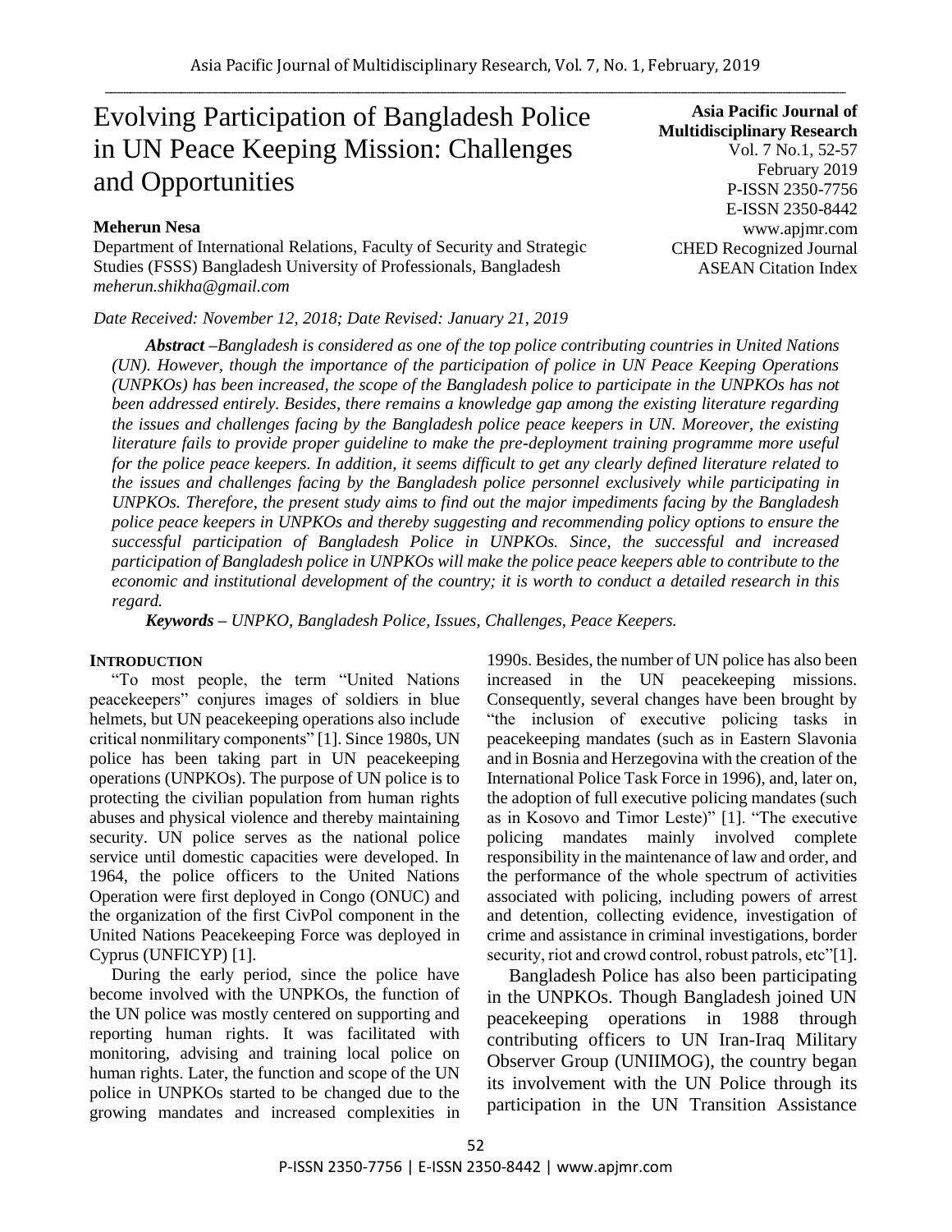# Evolving Participation of Bangladesh Police in UN Peace Keeping Mission: Challenges and Opportunities

**Asia Pacific Journal of Multidisciplinary Research**
Vol. 7 No.1, 52-57
February 2019
P-ISSN 2350-7756
E-ISSN 2350-8442
www.apjmr.com
CHED Recognized Journal
ASEAN Citation Index

**Meherun Nesa**
Department of International Relations, Faculty of Security and Strategic Studies (FSSS) Bangladesh University of Professionals, Bangladesh
*meherun.shikha@gmail.com*

*Date Received: November 12, 2018; Date Revised: January 21, 2019*

***Abstract*** *–Bangladesh is considered as one of the top police contributing countries in United Nations (UN). However, though the importance of the participation of police in UN Peace Keeping Operations (UNPKOs) has been increased, the scope of the Bangladesh police to participate in the UNPKOs has not been addressed entirely. Besides, there remains a knowledge gap among the existing literature regarding the issues and challenges facing by the Bangladesh police peace keepers in UN. Moreover, the existing literature fails to provide proper guideline to make the pre-deployment training programme more useful for the police peace keepers. In addition, it seems difficult to get any clearly defined literature related to the issues and challenges facing by the Bangladesh police personnel exclusively while participating in UNPKOs. Therefore, the present study aims to find out the major impediments facing by the Bangladesh police peace keepers in UNPKOs and thereby suggesting and recommending policy options to ensure the successful participation of Bangladesh Police in UNPKOs. Since, the successful and increased participation of Bangladesh police in UNPKOs will make the police peace keepers able to contribute to the economic and institutional development of the country; it is worth to conduct a detailed research in this regard.*

***Keywords –*** *UNPKO, Bangladesh Police, Issues, Challenges, Peace Keepers.*

## INTRODUCTION

"To most people, the term "United Nations peacekeepers" conjures images of soldiers in blue helmets, but UN peacekeeping operations also include critical nonmilitary components" [1]. Since 1980s, UN police has been taking part in UN peacekeeping operations (UNPKOs). The purpose of UN police is to protecting the civilian population from human rights abuses and physical violence and thereby maintaining security. UN police serves as the national police service until domestic capacities were developed. In 1964, the police officers to the United Nations Operation were first deployed in Congo (ONUC) and the organization of the first CivPol component in the United Nations Peacekeeping Force was deployed in Cyprus (UNFICYP) [1].

During the early period, since the police have become involved with the UNPKOs, the function of the UN police was mostly centered on supporting and reporting human rights. It was facilitated with monitoring, advising and training local police on human rights. Later, the function and scope of the UN police in UNPKOs started to be changed due to the growing mandates and increased complexities in 1990s. Besides, the number of UN police has also been increased in the UN peacekeeping missions. Consequently, several changes have been brought by "the inclusion of executive policing tasks in peacekeeping mandates (such as in Eastern Slavonia and in Bosnia and Herzegovina with the creation of the International Police Task Force in 1996), and, later on, the adoption of full executive policing mandates (such as in Kosovo and Timor Leste)" [1]. "The executive policing mandates mainly involved complete responsibility in the maintenance of law and order, and the performance of the whole spectrum of activities associated with policing, including powers of arrest and detention, collecting evidence, investigation of crime and assistance in criminal investigations, border security, riot and crowd control, robust patrols, etc"[1].

Bangladesh Police has also been participating in the UNPKOs. Though Bangladesh joined UN peacekeeping operations in 1988 through contributing officers to UN Iran-Iraq Military Observer Group (UNIIMOG), the country began its involvement with the UN Police through its participation in the UN Transition Assistance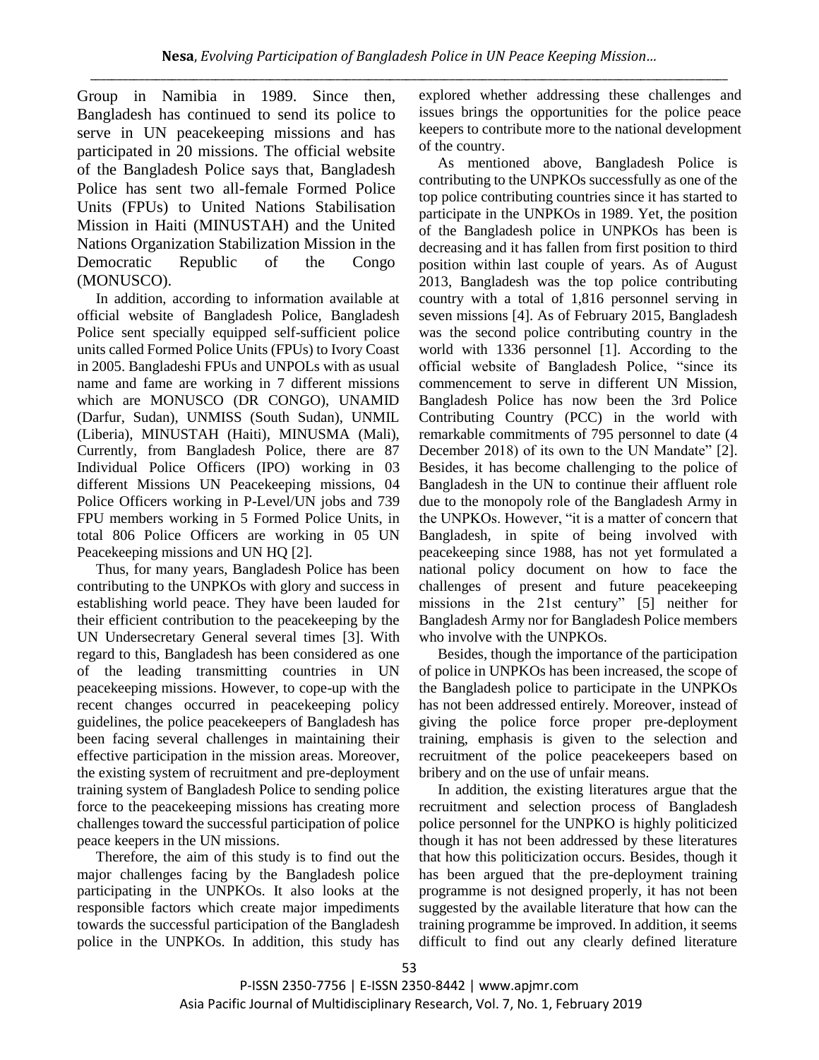Group in Namibia in 1989. Since then, Bangladesh has continued to send its police to serve in UN peacekeeping missions and has participated in 20 missions. The official website of the Bangladesh Police says that, Bangladesh Police has sent two all-female Formed Police Units (FPUs) to United Nations Stabilisation Mission in Haiti (MINUSTAH) and the United Nations Organization Stabilization Mission in the Democratic Republic of the Congo (MONUSCO).

In addition, according to information available at official website of Bangladesh Police, Bangladesh Police sent specially equipped self-sufficient police units called Formed Police Units (FPUs) to Ivory Coast in 2005. Bangladeshi FPUs and UNPOLs with as usual name and fame are working in 7 different missions which are MONUSCO (DR CONGO), UNAMID (Darfur, Sudan), UNMISS (South Sudan), UNMIL (Liberia), MINUSTAH (Haiti), MINUSMA (Mali), Currently, from Bangladesh Police, there are 87 Individual Police Officers (IPO) working in 03 different Missions UN Peacekeeping missions, 04 Police Officers working in P-Level/UN jobs and 739 FPU members working in 5 Formed Police Units, in total 806 Police Officers are working in 05 UN Peacekeeping missions and UN HQ [2].

Thus, for many years, Bangladesh Police has been contributing to the UNPKOs with glory and success in establishing world peace. They have been lauded for their efficient contribution to the peacekeeping by the UN Undersecretary General several times [3]. With regard to this, Bangladesh has been considered as one of the leading transmitting countries in UN peacekeeping missions. However, to cope-up with the recent changes occurred in peacekeeping policy guidelines, the police peacekeepers of Bangladesh has been facing several challenges in maintaining their effective participation in the mission areas. Moreover, the existing system of recruitment and pre-deployment training system of Bangladesh Police to sending police force to the peacekeeping missions has creating more challenges toward the successful participation of police peace keepers in the UN missions.

Therefore, the aim of this study is to find out the major challenges facing by the Bangladesh police participating in the UNPKOs. It also looks at the responsible factors which create major impediments towards the successful participation of the Bangladesh police in the UNPKOs. In addition, this study has explored whether addressing these challenges and issues brings the opportunities for the police peace keepers to contribute more to the national development of the country.

As mentioned above, Bangladesh Police is contributing to the UNPKOs successfully as one of the top police contributing countries since it has started to participate in the UNPKOs in 1989. Yet, the position of the Bangladesh police in UNPKOs has been is decreasing and it has fallen from first position to third position within last couple of years. As of August 2013, Bangladesh was the top police contributing country with a total of 1,816 personnel serving in seven missions [4]. As of February 2015, Bangladesh was the second police contributing country in the world with 1336 personnel [1]. According to the official website of Bangladesh Police, "since its commencement to serve in different UN Mission, Bangladesh Police has now been the 3rd Police Contributing Country (PCC) in the world with remarkable commitments of 795 personnel to date (4 December 2018) of its own to the UN Mandate" [2]. Besides, it has become challenging to the police of Bangladesh in the UN to continue their affluent role due to the monopoly role of the Bangladesh Army in the UNPKOs. However, "it is a matter of concern that Bangladesh, in spite of being involved with peacekeeping since 1988, has not yet formulated a national policy document on how to face the challenges of present and future peacekeeping missions in the 21st century" [5] neither for Bangladesh Army nor for Bangladesh Police members who involve with the UNPKOs.

Besides, though the importance of the participation of police in UNPKOs has been increased, the scope of the Bangladesh police to participate in the UNPKOs has not been addressed entirely. Moreover, instead of giving the police force proper pre-deployment training, emphasis is given to the selection and recruitment of the police peacekeepers based on bribery and on the use of unfair means.

In addition, the existing literatures argue that the recruitment and selection process of Bangladesh police personnel for the UNPKO is highly politicized though it has not been addressed by these literatures that how this politicization occurs. Besides, though it has been argued that the pre-deployment training programme is not designed properly, it has not been suggested by the available literature that how can the training programme be improved. In addition, it seems difficult to find out any clearly defined literature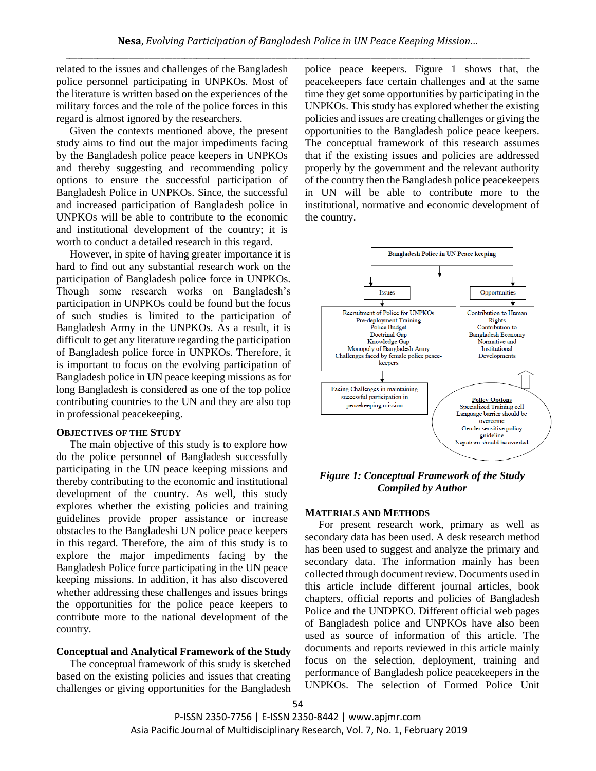related to the issues and challenges of the Bangladesh police personnel participating in UNPKOs. Most of the literature is written based on the experiences of the military forces and the role of the police forces in this regard is almost ignored by the researchers.

Given the contexts mentioned above, the present study aims to find out the major impediments facing by the Bangladesh police peace keepers in UNPKOs and thereby suggesting and recommending policy options to ensure the successful participation of Bangladesh Police in UNPKOs. Since, the successful and increased participation of Bangladesh police in UNPKOs will be able to contribute to the economic and institutional development of the country; it is worth to conduct a detailed research in this regard.

However, in spite of having greater importance it is hard to find out any substantial research work on the participation of Bangladesh police force in UNPKOs. Though some research works on Bangladesh's participation in UNPKOs could be found but the focus of such studies is limited to the participation of Bangladesh Army in the UNPKOs. As a result, it is difficult to get any literature regarding the participation of Bangladesh police force in UNPKOs. Therefore, it is important to focus on the evolving participation of Bangladesh police in UN peace keeping missions as for long Bangladesh is considered as one of the top police contributing countries to the UN and they are also top in professional peacekeeping.

## OBJECTIVES OF THE STUDY

The main objective of this study is to explore how do the police personnel of Bangladesh successfully participating in the UN peace keeping missions and thereby contributing to the economic and institutional development of the country. As well, this study explores whether the existing policies and training guidelines provide proper assistance or increase obstacles to the Bangladeshi UN police peace keepers in this regard. Therefore, the aim of this study is to explore the major impediments facing by the Bangladesh Police force participating in the UN peace keeping missions. In addition, it has also discovered whether addressing these challenges and issues brings the opportunities for the police peace keepers to contribute more to the national development of the country.

## Conceptual and Analytical Framework of the Study

The conceptual framework of this study is sketched based on the existing policies and issues that creating challenges or giving opportunities for the Bangladesh police peace keepers. Figure 1 shows that, the peacekeepers face certain challenges and at the same time they get some opportunities by participating in the UNPKOs. This study has explored whether the existing policies and issues are creating challenges or giving the opportunities to the Bangladesh police peace keepers. The conceptual framework of this research assumes that if the existing issues and policies are addressed properly by the government and the relevant authority of the country then the Bangladesh police peacekeepers in UN will be able to contribute more to the institutional, normative and economic development of the country.

**Bangladesh Police in UN Peace keeping**

- **Issues**: Recruitment of Police for UNPKOs; Pre-deployment Training; Police Budget; Doctrinal Gap; Knowledge Gap; Monopoly of Bangladesh Army; Challenges faced by female police peace-keepers
  - Facing Challenges in maintaining successful participation in peacekeeping mission
- **Opportunities**: Contribution to Human Rights; Contribution to Bangladesh Economy; Normative and Institutional Developments
- **Policy Options**: Specialized Training cell; Language barrier should be overcome; Gender sensitive policy guideline; Nepotism should be avoided

*Figure 1: Conceptual Framework of the Study Compiled by Author*

## MATERIALS AND METHODS

For present research work, primary as well as secondary data has been used. A desk research method has been used to suggest and analyze the primary and secondary data. The information mainly has been collected through document review. Documents used in this article include different journal articles, book chapters, official reports and policies of Bangladesh Police and the UNDPKO. Different official web pages of Bangladesh police and UNPKOs have also been used as source of information of this article. The documents and reports reviewed in this article mainly focus on the selection, deployment, training and performance of Bangladesh police peacekeepers in the UNPKOs. The selection of Formed Police Unit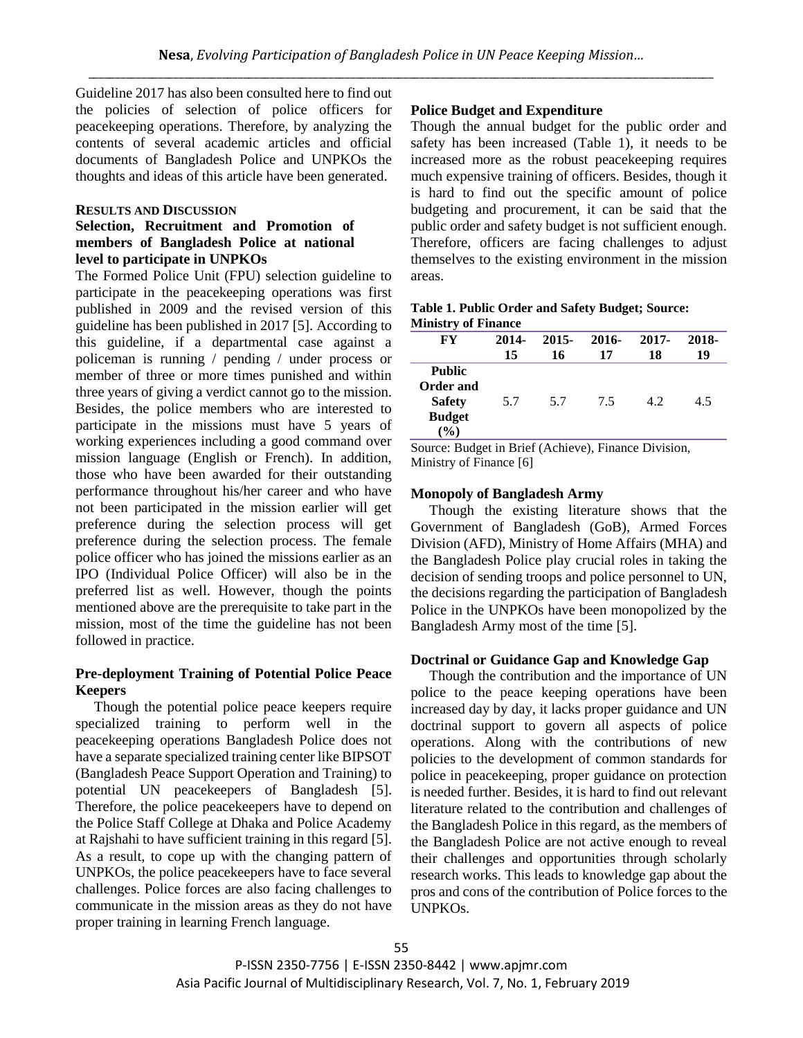Guideline 2017 has also been consulted here to find out the policies of selection of police officers for peacekeeping operations. Therefore, by analyzing the contents of several academic articles and official documents of Bangladesh Police and UNPKOs the thoughts and ideas of this article have been generated.

## RESULTS AND DISCUSSION

### Selection, Recruitment and Promotion of members of Bangladesh Police at national level to participate in UNPKOs

The Formed Police Unit (FPU) selection guideline to participate in the peacekeeping operations was first published in 2009 and the revised version of this guideline has been published in 2017 [5]. According to this guideline, if a departmental case against a policeman is running / pending / under process or member of three or more times punished and within three years of giving a verdict cannot go to the mission. Besides, the police members who are interested to participate in the missions must have 5 years of working experiences including a good command over mission language (English or French). In addition, those who have been awarded for their outstanding performance throughout his/her career and who have not been participated in the mission earlier will get preference during the selection process will get preference during the selection process. The female police officer who has joined the missions earlier as an IPO (Individual Police Officer) will also be in the preferred list as well. However, though the points mentioned above are the prerequisite to take part in the mission, most of the time the guideline has not been followed in practice.

### Pre-deployment Training of Potential Police Peace Keepers

Though the potential police peace keepers require specialized training to perform well in the peacekeeping operations Bangladesh Police does not have a separate specialized training center like BIPSOT (Bangladesh Peace Support Operation and Training) to potential UN peacekeepers of Bangladesh [5]. Therefore, the police peacekeepers have to depend on the Police Staff College at Dhaka and Police Academy at Rajshahi to have sufficient training in this regard [5]. As a result, to cope up with the changing pattern of UNPKOs, the police peacekeepers have to face several challenges. Police forces are also facing challenges to communicate in the mission areas as they do not have proper training in learning French language.

### Police Budget and Expenditure

Though the annual budget for the public order and safety has been increased (Table 1), it needs to be increased more as the robust peacekeeping requires much expensive training of officers. Besides, though it is hard to find out the specific amount of police budgeting and procurement, it can be said that the public order and safety budget is not sufficient enough. Therefore, officers are facing challenges to adjust themselves to the existing environment in the mission areas.

**Table 1. Public Order and Safety Budget; Source: Ministry of Finance**

| FY | 2014-15 | 2015-16 | 2016-17 | 2017-18 | 2018-19 |
|---|---|---|---|---|---|
| **Public Order and Safety Budget (%)** | 5.7 | 5.7 | 7.5 | 4.2 | 4.5 |

Source: Budget in Brief (Achieve), Finance Division, Ministry of Finance [6]

### Monopoly of Bangladesh Army

Though the existing literature shows that the Government of Bangladesh (GoB), Armed Forces Division (AFD), Ministry of Home Affairs (MHA) and the Bangladesh Police play crucial roles in taking the decision of sending troops and police personnel to UN, the decisions regarding the participation of Bangladesh Police in the UNPKOs have been monopolized by the Bangladesh Army most of the time [5].

### Doctrinal or Guidance Gap and Knowledge Gap

Though the contribution and the importance of UN police to the peace keeping operations have been increased day by day, it lacks proper guidance and UN doctrinal support to govern all aspects of police operations. Along with the contributions of new policies to the development of common standards for police in peacekeeping, proper guidance on protection is needed further. Besides, it is hard to find out relevant literature related to the contribution and challenges of the Bangladesh Police in this regard, as the members of the Bangladesh Police are not active enough to reveal their challenges and opportunities through scholarly research works. This leads to knowledge gap about the pros and cons of the contribution of Police forces to the UNPKOs.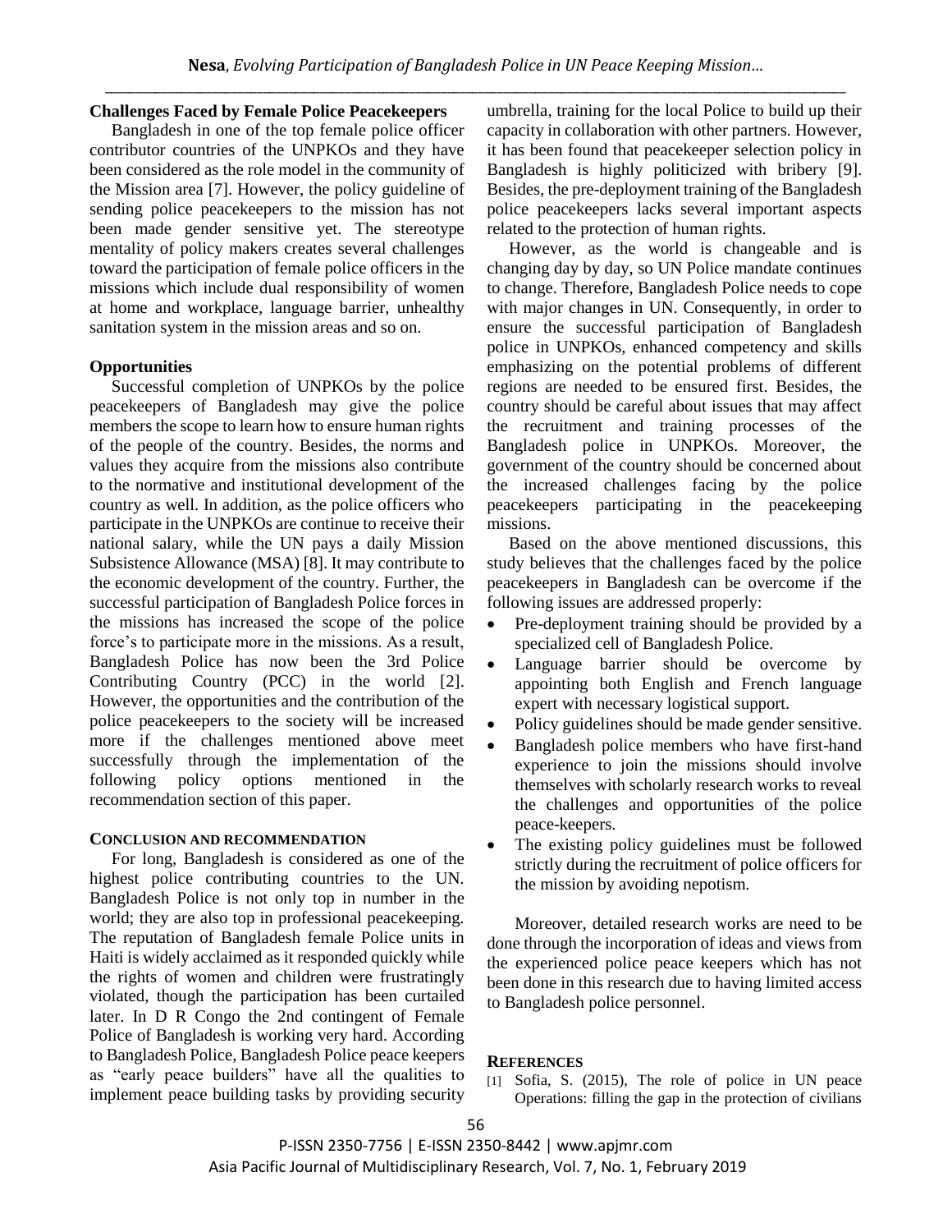### Challenges Faced by Female Police Peacekeepers

Bangladesh in one of the top female police officer contributor countries of the UNPKOs and they have been considered as the role model in the community of the Mission area [7]. However, the policy guideline of sending police peacekeepers to the mission has not been made gender sensitive yet. The stereotype mentality of policy makers creates several challenges toward the participation of female police officers in the missions which include dual responsibility of women at home and workplace, language barrier, unhealthy sanitation system in the mission areas and so on.

### Opportunities

Successful completion of UNPKOs by the police peacekeepers of Bangladesh may give the police members the scope to learn how to ensure human rights of the people of the country. Besides, the norms and values they acquire from the missions also contribute to the normative and institutional development of the country as well. In addition, as the police officers who participate in the UNPKOs are continue to receive their national salary, while the UN pays a daily Mission Subsistence Allowance (MSA) [8]. It may contribute to the economic development of the country. Further, the successful participation of Bangladesh Police forces in the missions has increased the scope of the police force's to participate more in the missions. As a result, Bangladesh Police has now been the 3rd Police Contributing Country (PCC) in the world [2]. However, the opportunities and the contribution of the police peacekeepers to the society will be increased more if the challenges mentioned above meet successfully through the implementation of the following policy options mentioned in the recommendation section of this paper.

## CONCLUSION AND RECOMMENDATION

For long, Bangladesh is considered as one of the highest police contributing countries to the UN. Bangladesh Police is not only top in number in the world; they are also top in professional peacekeeping. The reputation of Bangladesh female Police units in Haiti is widely acclaimed as it responded quickly while the rights of women and children were frustratingly violated, though the participation has been curtailed later. In D R Congo the 2nd contingent of Female Police of Bangladesh is working very hard. According to Bangladesh Police, Bangladesh Police peace keepers as "early peace builders" have all the qualities to implement peace building tasks by providing security umbrella, training for the local Police to build up their capacity in collaboration with other partners. However, it has been found that peacekeeper selection policy in Bangladesh is highly politicized with bribery [9]. Besides, the pre-deployment training of the Bangladesh police peacekeepers lacks several important aspects related to the protection of human rights.

However, as the world is changeable and is changing day by day, so UN Police mandate continues to change. Therefore, Bangladesh Police needs to cope with major changes in UN. Consequently, in order to ensure the successful participation of Bangladesh police in UNPKOs, enhanced competency and skills emphasizing on the potential problems of different regions are needed to be ensured first. Besides, the country should be careful about issues that may affect the recruitment and training processes of the Bangladesh police in UNPKOs. Moreover, the government of the country should be concerned about the increased challenges facing by the police peacekeepers participating in the peacekeeping missions.

Based on the above mentioned discussions, this study believes that the challenges faced by the police peacekeepers in Bangladesh can be overcome if the following issues are addressed properly:

- Pre-deployment training should be provided by a specialized cell of Bangladesh Police.
- Language barrier should be overcome by appointing both English and French language expert with necessary logistical support.
- Policy guidelines should be made gender sensitive.
- Bangladesh police members who have first-hand experience to join the missions should involve themselves with scholarly research works to reveal the challenges and opportunities of the police peace-keepers.
- The existing policy guidelines must be followed strictly during the recruitment of police officers for the mission by avoiding nepotism.

Moreover, detailed research works are need to be done through the incorporation of ideas and views from the experienced police peace keepers which has not been done in this research due to having limited access to Bangladesh police personnel.

## REFERENCES

[1] Sofia, S. (2015), The role of police in UN peace Operations: filling the gap in the protection of civilians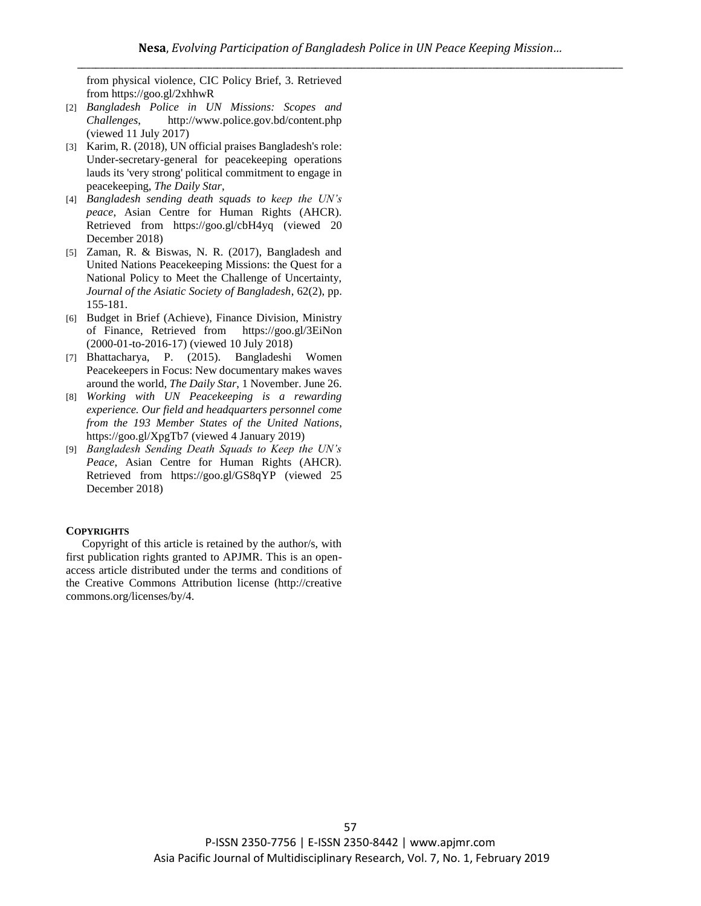from physical violence, CIC Policy Brief, 3. Retrieved from https://goo.gl/2xhhwR

[2] *Bangladesh Police in UN Missions: Scopes and Challenges*, http://www.police.gov.bd/content.php (viewed 11 July 2017)

[3] Karim, R. (2018), UN official praises Bangladesh's role: Under-secretary-general for peacekeeping operations lauds its 'very strong' political commitment to engage in peacekeeping, *The Daily Star*,

[4] *Bangladesh sending death squads to keep the UN's peace*, Asian Centre for Human Rights (AHCR). Retrieved from https://goo.gl/cbH4yq (viewed 20 December 2018)

[5] Zaman, R. & Biswas, N. R. (2017), Bangladesh and United Nations Peacekeeping Missions: the Quest for a National Policy to Meet the Challenge of Uncertainty, *Journal of the Asiatic Society of Bangladesh*, 62(2), pp. 155-181.

[6] Budget in Brief (Achieve), Finance Division, Ministry of Finance, Retrieved from https://goo.gl/3EiNon (2000-01-to-2016-17) (viewed 10 July 2018)

[7] Bhattacharya, P. (2015). Bangladeshi Women Peacekeepers in Focus: New documentary makes waves around the world, *The Daily Star*, 1 November. June 26.

[8] *Working with UN Peacekeeping is a rewarding experience. Our field and headquarters personnel come from the 193 Member States of the United Nations*, https://goo.gl/XpgTb7 (viewed 4 January 2019)

[9] *Bangladesh Sending Death Squads to Keep the UN's Peace*, Asian Centre for Human Rights (AHCR). Retrieved from https://goo.gl/GS8qYP (viewed 25 December 2018)

## COPYRIGHTS

Copyright of this article is retained by the author/s, with first publication rights granted to APJMR. This is an open-access article distributed under the terms and conditions of the Creative Commons Attribution license (http://creative commons.org/licenses/by/4.